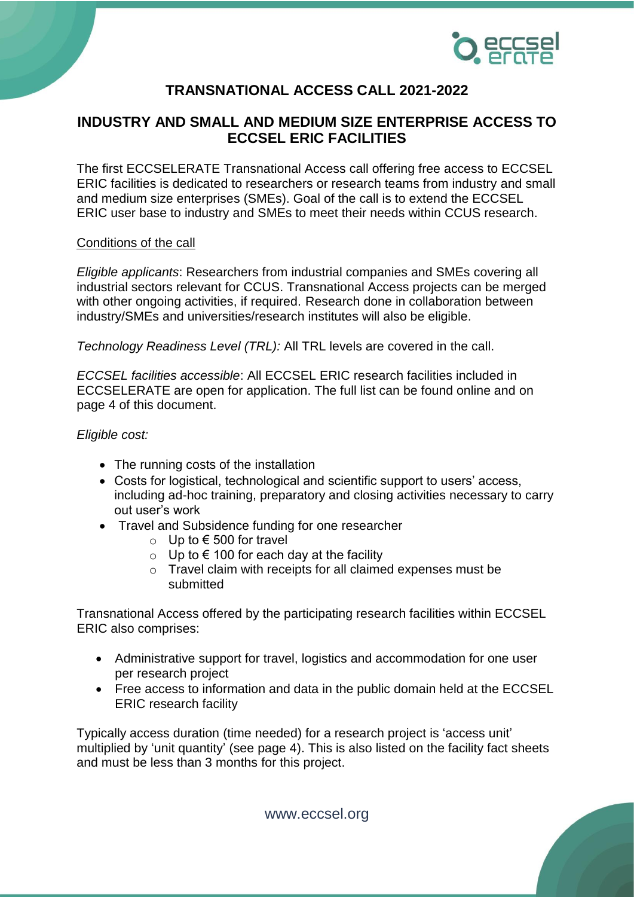# TRANSNATIONAL ACCESS CALL 2021-2022

## INDUSTRY AND SMALL AND MEDIUM SIZE ENTERPRISE ACCESS TO ECCSEL ERIC FACILITIES

The first ECCSELERATE Transnational Access call offering free access to ECCSEL ERIC facilities is dedicated to researchers or research teams from industry and small and medium size enterprises (SMEs). Goal of the call is to extend the ECCSEL ERIC user base to industry and SMEs to meet their needs within CCUS research.

Conditions of the call

*Eligible applicants*: Researchers from industrial companies and SMEs covering all industrial sectors relevant for CCUS. Transnational Access projects can be merged with other ongoing activities, if required. Research done in collaboration between industry/SMEs and universities/research institutes will also be eligible.

*Technology Readiness Level (TRL):* All TRL levels are covered in the call.

*ECCSEL facilities accessible*: All ECCSEL ERIC research facilities included in ECCSELERATE are open for application. The full list can be found online and on page 4 of this document.

*Eligible cost:*

- The running costs of the installation
- Costs for logistical, technological and scientific support to users' access, including ad-hoc training, preparatory and closing activities necessary to carry out user's work
- Travel and Subsidence funding for one researcher
  - Up to € 500 for travel
  - Up to € 100 for each day at the facility
  - Travel claim with receipts for all claimed expenses must be submitted

Transnational Access offered by the participating research facilities within ECCSEL ERIC also comprises:

- Administrative support for travel, logistics and accommodation for one user per research project
- Free access to information and data in the public domain held at the ECCSEL ERIC research facility

Typically access duration (time needed) for a research project is 'access unit' multiplied by 'unit quantity' (see page 4). This is also listed on the facility fact sheets and must be less than 3 months for this project.

www.eccsel.org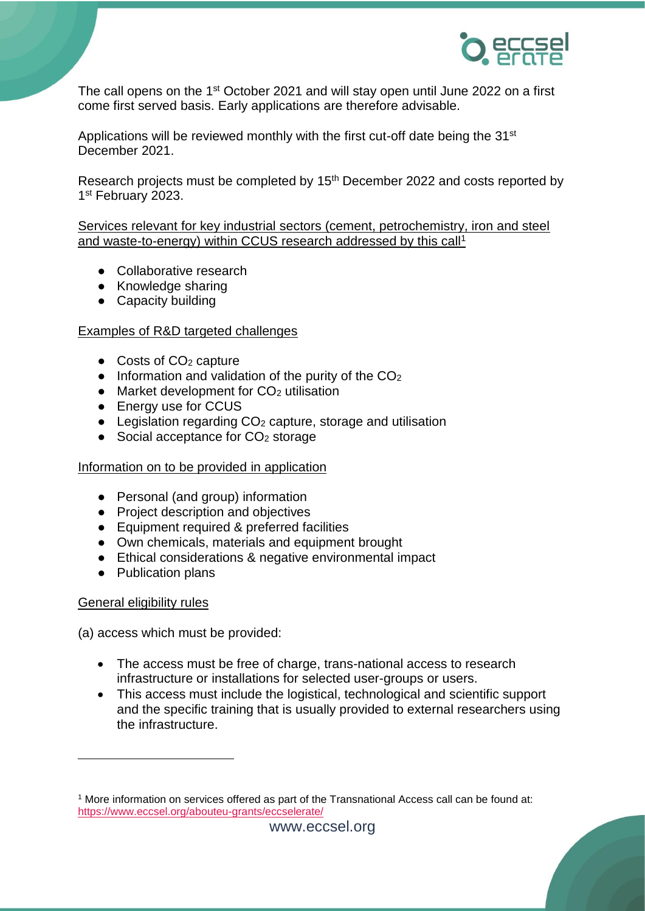The call opens on the 1st October 2021 and will stay open until June 2022 on a first come first served basis. Early applications are therefore advisable.

Applications will be reviewed monthly with the first cut-off date being the 31st December 2021.

Research projects must be completed by 15th December 2022 and costs reported by 1st February 2023.

Services relevant for key industrial sectors (cement, petrochemistry, iron and steel and waste-to-energy) within CCUS research addressed by this call[1]

- Collaborative research
- Knowledge sharing
- Capacity building

Examples of R&D targeted challenges

- Costs of $CO_2$ capture
- Information and validation of the purity of the $CO_2$
- Market development for $CO_2$ utilisation
- Energy use for CCUS
- Legislation regarding $CO_2$ capture, storage and utilisation
- Social acceptance for $CO_2$ storage

Information on to be provided in application

- Personal (and group) information
- Project description and objectives
- Equipment required & preferred facilities
- Own chemicals, materials and equipment brought
- Ethical considerations & negative environmental impact
- Publication plans

General eligibility rules

(a) access which must be provided:

- The access must be free of charge, trans-national access to research infrastructure or installations for selected user-groups or users.
- This access must include the logistical, technological and scientific support and the specific training that is usually provided to external researchers using the infrastructure.

---

[1] More information on services offered as part of the Transnational Access call can be found at: https://www.eccsel.org/abouteu-grants/eccselerate/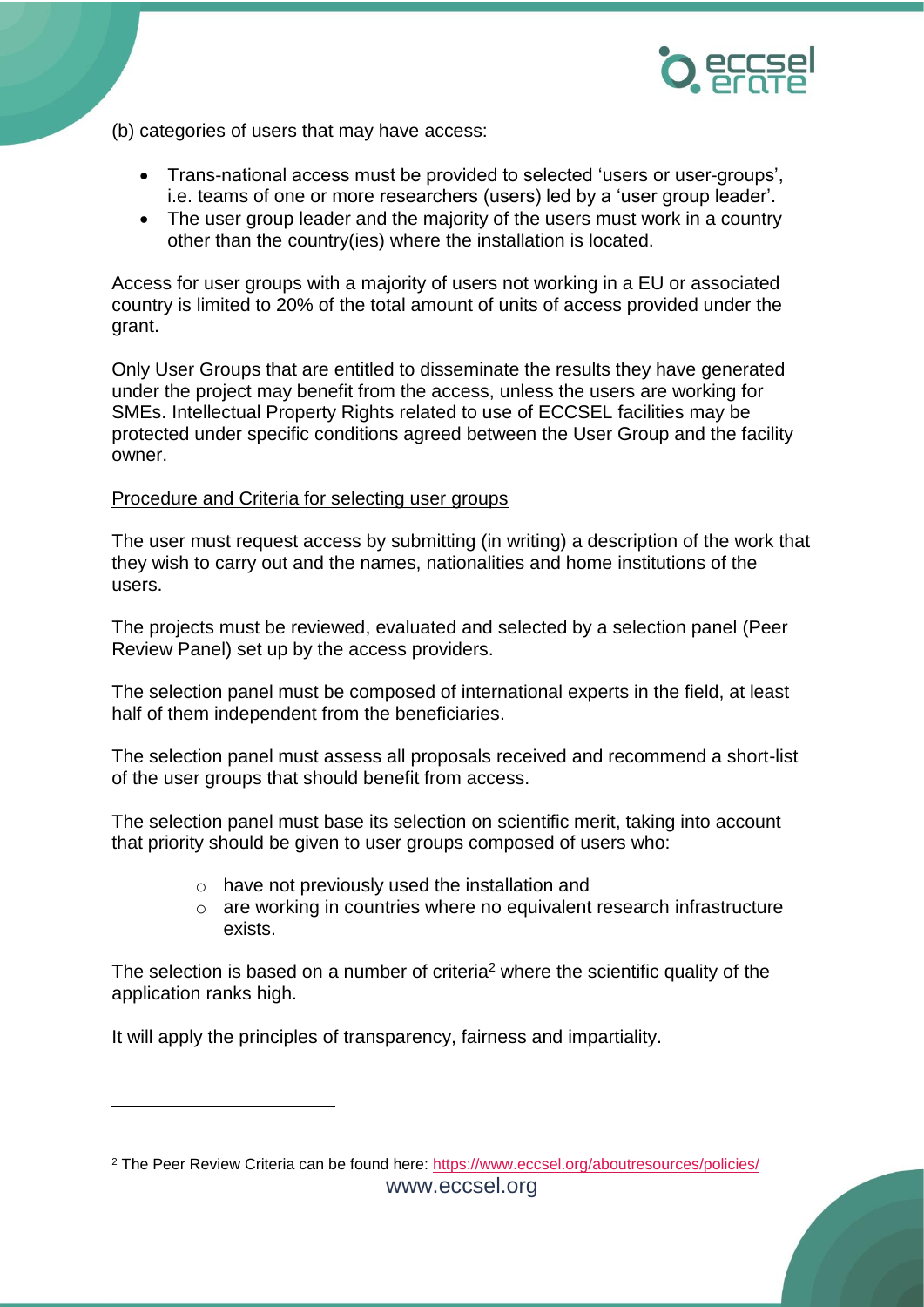(b) categories of users that may have access:

- Trans-national access must be provided to selected 'users or user-groups', i.e. teams of one or more researchers (users) led by a 'user group leader'.
- The user group leader and the majority of the users must work in a country other than the country(ies) where the installation is located.

Access for user groups with a majority of users not working in a EU or associated country is limited to 20% of the total amount of units of access provided under the grant.

Only User Groups that are entitled to disseminate the results they have generated under the project may benefit from the access, unless the users are working for SMEs. Intellectual Property Rights related to use of ECCSEL facilities may be protected under specific conditions agreed between the User Group and the facility owner.

Procedure and Criteria for selecting user groups

The user must request access by submitting (in writing) a description of the work that they wish to carry out and the names, nationalities and home institutions of the users.

The projects must be reviewed, evaluated and selected by a selection panel (Peer Review Panel) set up by the access providers.

The selection panel must be composed of international experts in the field, at least half of them independent from the beneficiaries.

The selection panel must assess all proposals received and recommend a short-list of the user groups that should benefit from access.

The selection panel must base its selection on scientific merit, taking into account that priority should be given to user groups composed of users who:

- have not previously used the installation and
- are working in countries where no equivalent research infrastructure exists.

The selection is based on a number of criteria[2] where the scientific quality of the application ranks high.

It will apply the principles of transparency, fairness and impartiality.

---

[2] The Peer Review Criteria can be found here: https://www.eccsel.org/aboutresources/policies/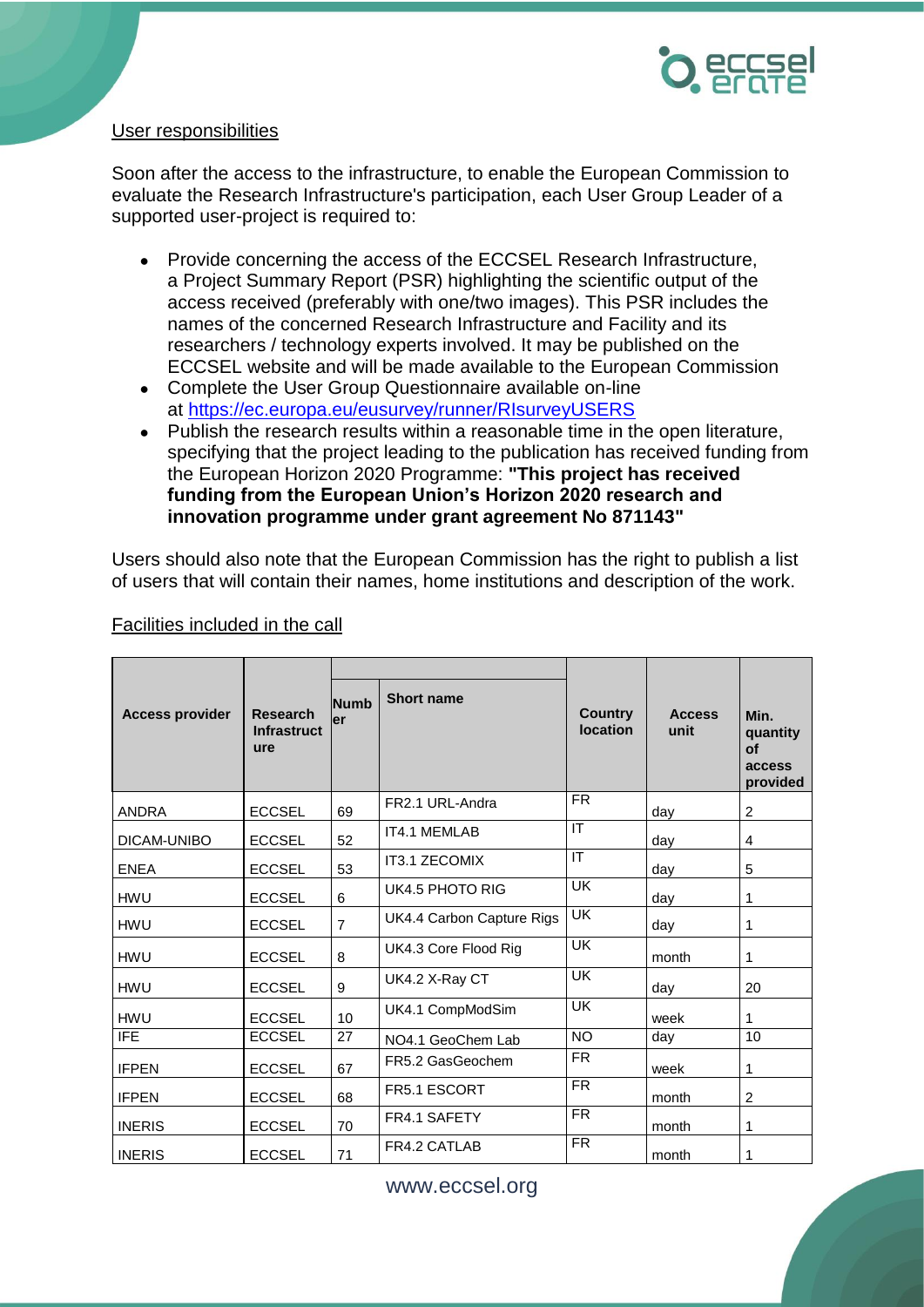User responsibilities

Soon after the access to the infrastructure, to enable the European Commission to evaluate the Research Infrastructure's participation, each User Group Leader of a supported user-project is required to:

- Provide concerning the access of the ECCSEL Research Infrastructure, a Project Summary Report (PSR) highlighting the scientific output of the access received (preferably with one/two images). This PSR includes the names of the concerned Research Infrastructure and Facility and its researchers / technology experts involved. It may be published on the ECCSEL website and will be made available to the European Commission
- Complete the User Group Questionnaire available on-line at https://ec.europa.eu/eusurvey/runner/RIsurveyUSERS
- Publish the research results within a reasonable time in the open literature, specifying that the project leading to the publication has received funding from the European Horizon 2020 Programme: **"This project has received funding from the European Union's Horizon 2020 research and innovation programme under grant agreement No 871143"**

Users should also note that the European Commission has the right to publish a list of users that will contain their names, home institutions and description of the work.

Facilities included in the call

| Access provider | Research Infrastructure | Number | Short name | Country location | Access unit | Min. quantity of access provided |
|---|---|---|---|---|---|---|
| ANDRA | ECCSEL | 69 | FR2.1 URL-Andra | FR | day | 2 |
| DICAM-UNIBO | ECCSEL | 52 | IT4.1 MEMLAB | IT | day | 4 |
| ENEA | ECCSEL | 53 | IT3.1 ZECOMIX | IT | day | 5 |
| HWU | ECCSEL | 6 | UK4.5 PHOTO RIG | UK | day | 1 |
| HWU | ECCSEL | 7 | UK4.4 Carbon Capture Rigs | UK | day | 1 |
| HWU | ECCSEL | 8 | UK4.3 Core Flood Rig | UK | month | 1 |
| HWU | ECCSEL | 9 | UK4.2 X-Ray CT | UK | day | 20 |
| HWU | ECCSEL | 10 | UK4.1 CompModSim | UK | week | 1 |
| IFE | ECCSEL | 27 | NO4.1 GeoChem Lab | NO | day | 10 |
| IFPEN | ECCSEL | 67 | FR5.2 GasGeochem | FR | week | 1 |
| IFPEN | ECCSEL | 68 | FR5.1 ESCORT | FR | month | 2 |
| INERIS | ECCSEL | 70 | FR4.1 SAFETY | FR | month | 1 |
| INERIS | ECCSEL | 71 | FR4.2 CATLAB | FR | month | 1 |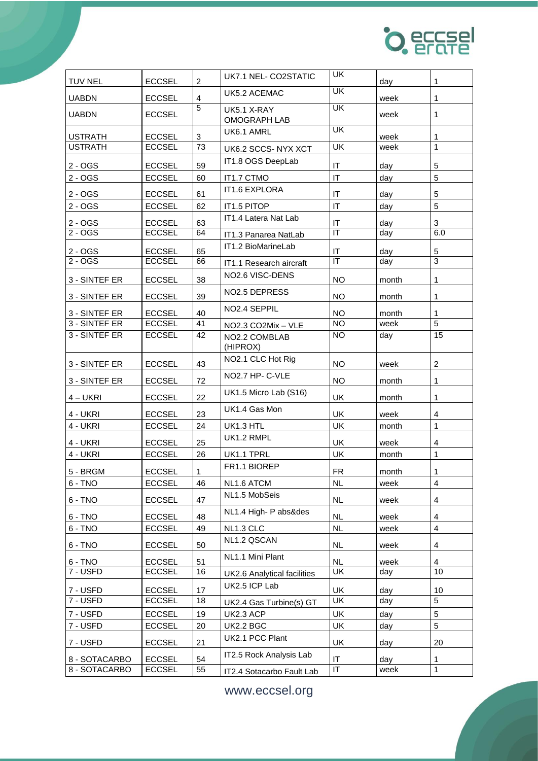| | | | | | | |
|---|---|---|---|---|---|---|
| TUV NEL | ECCSEL | 2 | UK7.1 NEL- CO2STATIC | UK | day | 1 |
| UABDN | ECCSEL | 4 | UK5.2 ACEMAC | UK | week | 1 |
| UABDN | ECCSEL | 5 | UK5.1 X-RAY OMOGRAPH LAB | UK | week | 1 |
| USTRATH | ECCSEL | 3 | UK6.1 AMRL | UK | week | 1 |
| USTRATH | ECCSEL | 73 | UK6.2 SCCS- NYX XCT | UK | week | 1 |
| 2 - OGS | ECCSEL | 59 | IT1.8 OGS DeepLab | IT | day | 5 |
| 2 - OGS | ECCSEL | 60 | IT1.7 CTMO | IT | day | 5 |
| 2 - OGS | ECCSEL | 61 | IT1.6 EXPLORA | IT | day | 5 |
| 2 - OGS | ECCSEL | 62 | IT1.5 PITOP | IT | day | 5 |
| 2 - OGS | ECCSEL | 63 | IT1.4 Latera Nat Lab | IT | day | 3 |
| 2 - OGS | ECCSEL | 64 | IT1.3 Panarea NatLab | IT | day | 6.0 |
| 2 - OGS | ECCSEL | 65 | IT1.2 BioMarineLab | IT | day | 5 |
| 2 - OGS | ECCSEL | 66 | IT1.1 Research aircraft | IT | day | 3 |
| 3 - SINTEF ER | ECCSEL | 38 | NO2.6 VISC-DENS | NO | month | 1 |
| 3 - SINTEF ER | ECCSEL | 39 | NO2.5 DEPRESS | NO | month | 1 |
| 3 - SINTEF ER | ECCSEL | 40 | NO2.4 SEPPIL | NO | month | 1 |
| 3 - SINTEF ER | ECCSEL | 41 | NO2.3 CO2Mix – VLE | NO | week | 5 |
| 3 - SINTEF ER | ECCSEL | 42 | NO2.2 COMBLAB (HIPROX) | NO | day | 15 |
| 3 - SINTEF ER | ECCSEL | 43 | NO2.1 CLC Hot Rig | NO | week | 2 |
| 3 - SINTEF ER | ECCSEL | 72 | NO2.7 HP- C-VLE | NO | month | 1 |
| 4 – UKRI | ECCSEL | 22 | UK1.5 Micro Lab (S16) | UK | month | 1 |
| 4 - UKRI | ECCSEL | 23 | UK1.4 Gas Mon | UK | week | 4 |
| 4 - UKRI | ECCSEL | 24 | UK1.3 HTL | UK | month | 1 |
| 4 - UKRI | ECCSEL | 25 | UK1.2 RMPL | UK | week | 4 |
| 4 - UKRI | ECCSEL | 26 | UK1.1 TPRL | UK | month | 1 |
| 5 - BRGM | ECCSEL | 1 | FR1.1 BIOREP | FR | month | 1 |
| 6 - TNO | ECCSEL | 46 | NL1.6 ATCM | NL | week | 4 |
| 6 - TNO | ECCSEL | 47 | NL1.5 MobSeis | NL | week | 4 |
| 6 - TNO | ECCSEL | 48 | NL1.4 High- P abs&des | NL | week | 4 |
| 6 - TNO | ECCSEL | 49 | NL1.3 CLC | NL | week | 4 |
| 6 - TNO | ECCSEL | 50 | NL1.2 QSCAN | NL | week | 4 |
| 6 - TNO | ECCSEL | 51 | NL1.1 Mini Plant | NL | week | 4 |
| 7 - USFD | ECCSEL | 16 | UK2.6 Analytical facilities | UK | day | 10 |
| 7 - USFD | ECCSEL | 17 | UK2.5 ICP Lab | UK | day | 10 |
| 7 - USFD | ECCSEL | 18 | UK2.4 Gas Turbine(s) GT | UK | day | 5 |
| 7 - USFD | ECCSEL | 19 | UK2.3 ACP | UK | day | 5 |
| 7 - USFD | ECCSEL | 20 | UK2.2 BGC | UK | day | 5 |
| 7 - USFD | ECCSEL | 21 | UK2.1 PCC Plant | UK | day | 20 |
| 8 - SOTACARBO | ECCSEL | 54 | IT2.5 Rock Analysis Lab | IT | day | 1 |
| 8 - SOTACARBO | ECCSEL | 55 | IT2.4 Sotacarbo Fault Lab | IT | week | 1 |

www.eccsel.org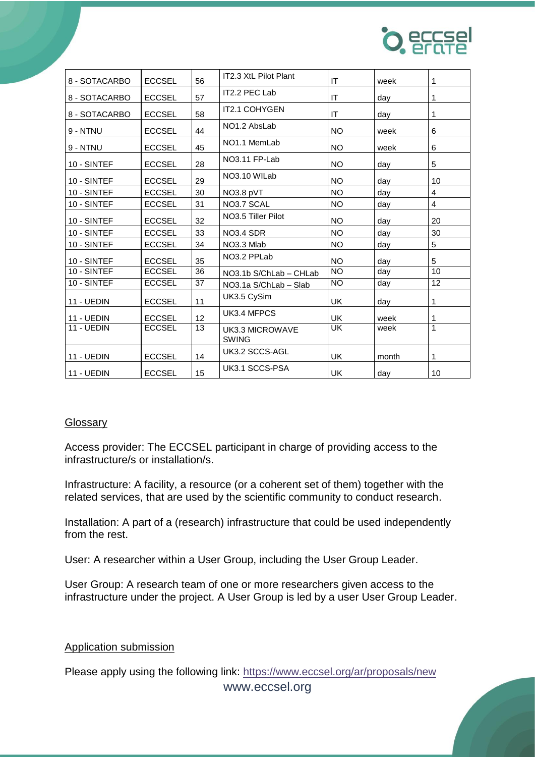| 8 - SOTACARBO | ECCSEL | 56 | IT2.3 XtL Pilot Plant | IT | week | 1 |
|---|---|---|---|---|---|---|
| 8 - SOTACARBO | ECCSEL | 57 | IT2.2 PEC Lab | IT | day | 1 |
| 8 - SOTACARBO | ECCSEL | 58 | IT2.1 COHYGEN | IT | day | 1 |
| 9 - NTNU | ECCSEL | 44 | NO1.2 AbsLab | NO | week | 6 |
| 9 - NTNU | ECCSEL | 45 | NO1.1 MemLab | NO | week | 6 |
| 10 - SINTEF | ECCSEL | 28 | NO3.11 FP-Lab | NO | day | 5 |
| 10 - SINTEF | ECCSEL | 29 | NO3.10 WILab | NO | day | 10 |
| 10 - SINTEF | ECCSEL | 30 | NO3.8 pVT | NO | day | 4 |
| 10 - SINTEF | ECCSEL | 31 | NO3.7 SCAL | NO | day | 4 |
| 10 - SINTEF | ECCSEL | 32 | NO3.5 Tiller Pilot | NO | day | 20 |
| 10 - SINTEF | ECCSEL | 33 | NO3.4 SDR | NO | day | 30 |
| 10 - SINTEF | ECCSEL | 34 | NO3.3 Mlab | NO | day | 5 |
| 10 - SINTEF | ECCSEL | 35 | NO3.2 PPLab | NO | day | 5 |
| 10 - SINTEF | ECCSEL | 36 | NO3.1b S/ChLab – CHLab | NO | day | 10 |
| 10 - SINTEF | ECCSEL | 37 | NO3.1a S/ChLab – Slab | NO | day | 12 |
| 11 - UEDIN | ECCSEL | 11 | UK3.5 CySim | UK | day | 1 |
| 11 - UEDIN | ECCSEL | 12 | UK3.4 MFPCS | UK | week | 1 |
| 11 - UEDIN | ECCSEL | 13 | UK3.3 MICROWAVE SWING | UK | week | 1 |
| 11 - UEDIN | ECCSEL | 14 | UK3.2 SCCS-AGL | UK | month | 1 |
| 11 - UEDIN | ECCSEL | 15 | UK3.1 SCCS-PSA | UK | day | 10 |

## Glossary

Access provider: The ECCSEL participant in charge of providing access to the infrastructure/s or installation/s.

Infrastructure: A facility, a resource (or a coherent set of them) together with the related services, that are used by the scientific community to conduct research.

Installation: A part of a (research) infrastructure that could be used independently from the rest.

User: A researcher within a User Group, including the User Group Leader.

User Group: A research team of one or more researchers given access to the infrastructure under the project. A User Group is led by a user User Group Leader.

## Application submission

Please apply using the following link: https://www.eccsel.org/ar/proposals/new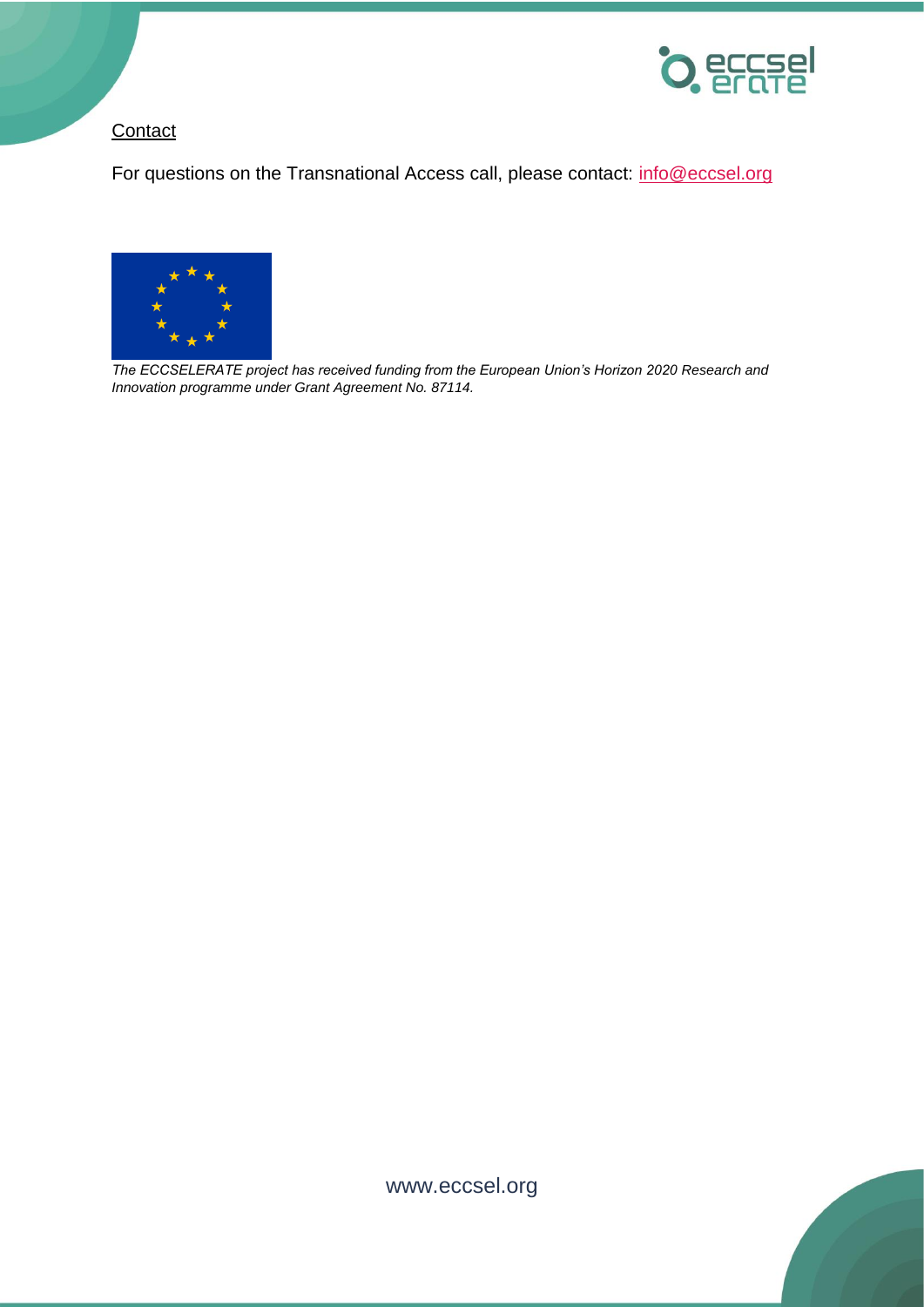Contact

For questions on the Transnational Access call, please contact: info@eccsel.org

*The ECCSELERATE project has received funding from the European Union's Horizon 2020 Research and Innovation programme under Grant Agreement No. 87114.*

www.eccsel.org